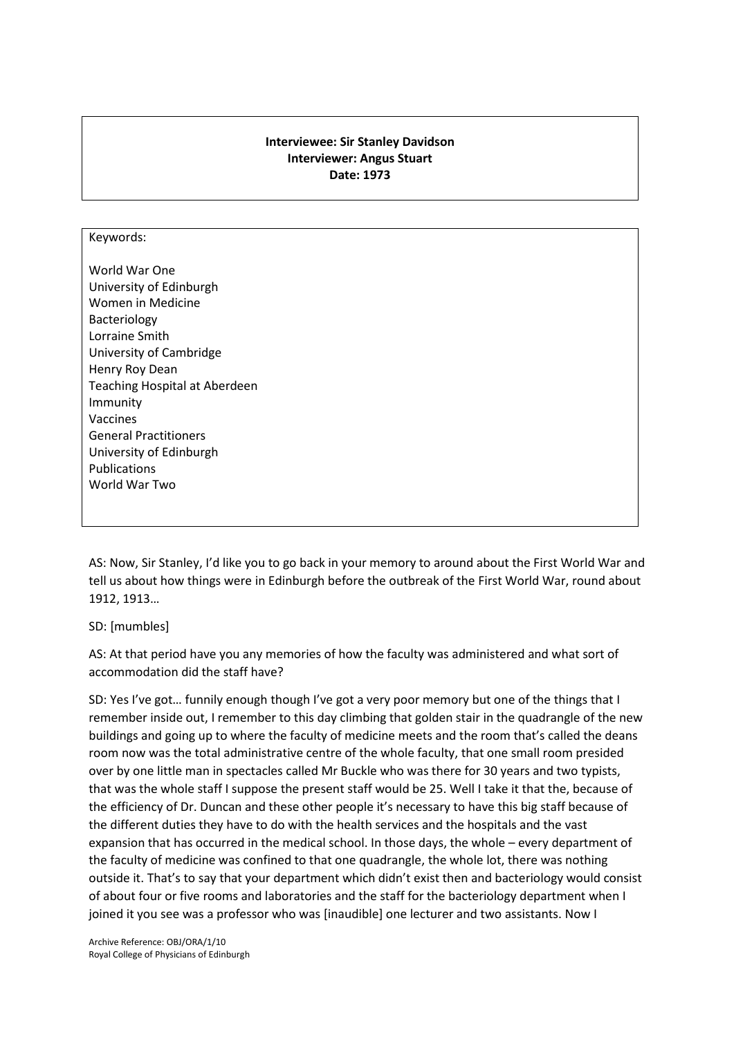**Interviewee: Sir Stanley Davidson**
**Interviewer: Angus Stuart**
**Date: 1973**

Keywords:

World War One
University of Edinburgh
Women in Medicine
Bacteriology
Lorraine Smith
University of Cambridge
Henry Roy Dean
Teaching Hospital at Aberdeen
Immunity
Vaccines
General Practitioners
University of Edinburgh
Publications
World War Two

AS: Now, Sir Stanley, I'd like you to go back in your memory to around about the First World War and tell us about how things were in Edinburgh before the outbreak of the First World War, round about 1912, 1913…

SD: [mumbles]

AS: At that period have you any memories of how the faculty was administered and what sort of accommodation did the staff have?

SD: Yes I've got… funnily enough though I've got a very poor memory but one of the things that I remember inside out, I remember to this day climbing that golden stair in the quadrangle of the new buildings and going up to where the faculty of medicine meets and the room that's called the deans room now was the total administrative centre of the whole faculty, that one small room presided over by one little man in spectacles called Mr Buckle who was there for 30 years and two typists, that was the whole staff I suppose the present staff would be 25. Well I take it that the, because of the efficiency of Dr. Duncan and these other people it's necessary to have this big staff because of the different duties they have to do with the health services and the hospitals and the vast expansion that has occurred in the medical school. In those days, the whole – every department of the faculty of medicine was confined to that one quadrangle, the whole lot, there was nothing outside it. That's to say that your department which didn't exist then and bacteriology would consist of about four or five rooms and laboratories and the staff for the bacteriology department when I joined it you see was a professor who was [inaudible] one lecturer and two assistants. Now I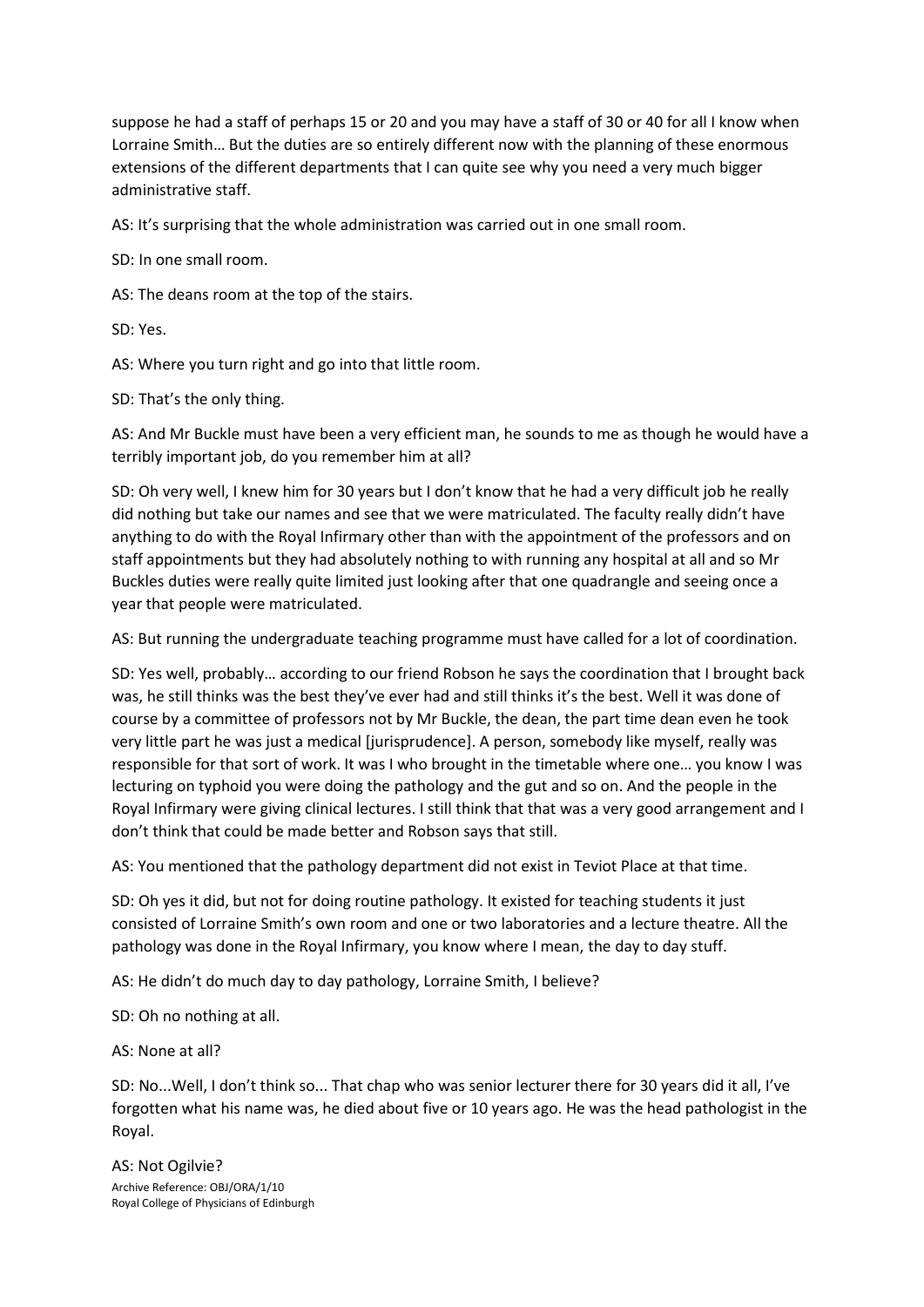suppose he had a staff of perhaps 15 or 20 and you may have a staff of 30 or 40 for all I know when Lorraine Smith… But the duties are so entirely different now with the planning of these enormous extensions of the different departments that I can quite see why you need a very much bigger administrative staff.

AS: It's surprising that the whole administration was carried out in one small room.

SD: In one small room.

AS: The deans room at the top of the stairs.

SD: Yes.

AS: Where you turn right and go into that little room.

SD: That's the only thing.

AS: And Mr Buckle must have been a very efficient man, he sounds to me as though he would have a terribly important job, do you remember him at all?

SD: Oh very well, I knew him for 30 years but I don't know that he had a very difficult job he really did nothing but take our names and see that we were matriculated. The faculty really didn't have anything to do with the Royal Infirmary other than with the appointment of the professors and on staff appointments but they had absolutely nothing to with running any hospital at all and so Mr Buckles duties were really quite limited just looking after that one quadrangle and seeing once a year that people were matriculated.

AS: But running the undergraduate teaching programme must have called for a lot of coordination.

SD: Yes well, probably… according to our friend Robson he says the coordination that I brought back was, he still thinks was the best they've ever had and still thinks it's the best. Well it was done of course by a committee of professors not by Mr Buckle, the dean, the part time dean even he took very little part he was just a medical [jurisprudence]. A person, somebody like myself, really was responsible for that sort of work. It was I who brought in the timetable where one… you know I was lecturing on typhoid you were doing the pathology and the gut and so on. And the people in the Royal Infirmary were giving clinical lectures. I still think that that was a very good arrangement and I don't think that could be made better and Robson says that still.

AS: You mentioned that the pathology department did not exist in Teviot Place at that time.

SD: Oh yes it did, but not for doing routine pathology. It existed for teaching students it just consisted of Lorraine Smith's own room and one or two laboratories and a lecture theatre. All the pathology was done in the Royal Infirmary, you know where I mean, the day to day stuff.

AS: He didn't do much day to day pathology, Lorraine Smith, I believe?

SD: Oh no nothing at all.

AS: None at all?

SD: No...Well, I don't think so... That chap who was senior lecturer there for 30 years did it all, I've forgotten what his name was, he died about five or 10 years ago. He was the head pathologist in the Royal.

AS: Not Ogilvie?

Archive Reference: OBJ/ORA/1/10
Royal College of Physicians of Edinburgh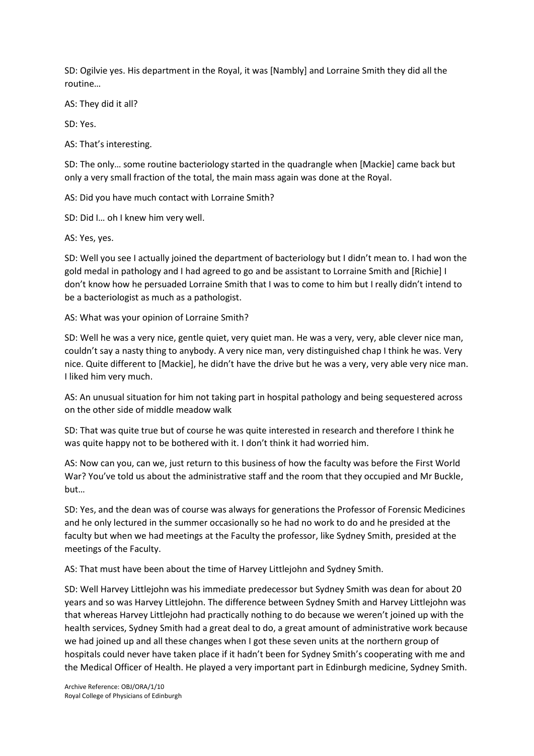SD: Ogilvie yes. His department in the Royal, it was [Nambly] and Lorraine Smith they did all the routine…

AS: They did it all?

SD: Yes.

AS: That's interesting.

SD: The only… some routine bacteriology started in the quadrangle when [Mackie] came back but only a very small fraction of the total, the main mass again was done at the Royal.

AS: Did you have much contact with Lorraine Smith?

SD: Did I… oh I knew him very well.

AS: Yes, yes.

SD: Well you see I actually joined the department of bacteriology but I didn't mean to. I had won the gold medal in pathology and I had agreed to go and be assistant to Lorraine Smith and [Richie] I don't know how he persuaded Lorraine Smith that I was to come to him but I really didn't intend to be a bacteriologist as much as a pathologist.

AS: What was your opinion of Lorraine Smith?

SD: Well he was a very nice, gentle quiet, very quiet man. He was a very, very, able clever nice man, couldn't say a nasty thing to anybody. A very nice man, very distinguished chap I think he was. Very nice. Quite different to [Mackie], he didn't have the drive but he was a very, very able very nice man. I liked him very much.

AS: An unusual situation for him not taking part in hospital pathology and being sequestered across on the other side of middle meadow walk

SD: That was quite true but of course he was quite interested in research and therefore I think he was quite happy not to be bothered with it. I don't think it had worried him.

AS: Now can you, can we, just return to this business of how the faculty was before the First World War? You've told us about the administrative staff and the room that they occupied and Mr Buckle, but…

SD: Yes, and the dean was of course was always for generations the Professor of Forensic Medicines and he only lectured in the summer occasionally so he had no work to do and he presided at the faculty but when we had meetings at the Faculty the professor, like Sydney Smith, presided at the meetings of the Faculty.

AS: That must have been about the time of Harvey Littlejohn and Sydney Smith.

SD: Well Harvey Littlejohn was his immediate predecessor but Sydney Smith was dean for about 20 years and so was Harvey Littlejohn. The difference between Sydney Smith and Harvey Littlejohn was that whereas Harvey Littlejohn had practically nothing to do because we weren't joined up with the health services, Sydney Smith had a great deal to do, a great amount of administrative work because we had joined up and all these changes when I got these seven units at the northern group of hospitals could never have taken place if it hadn't been for Sydney Smith's cooperating with me and the Medical Officer of Health. He played a very important part in Edinburgh medicine, Sydney Smith.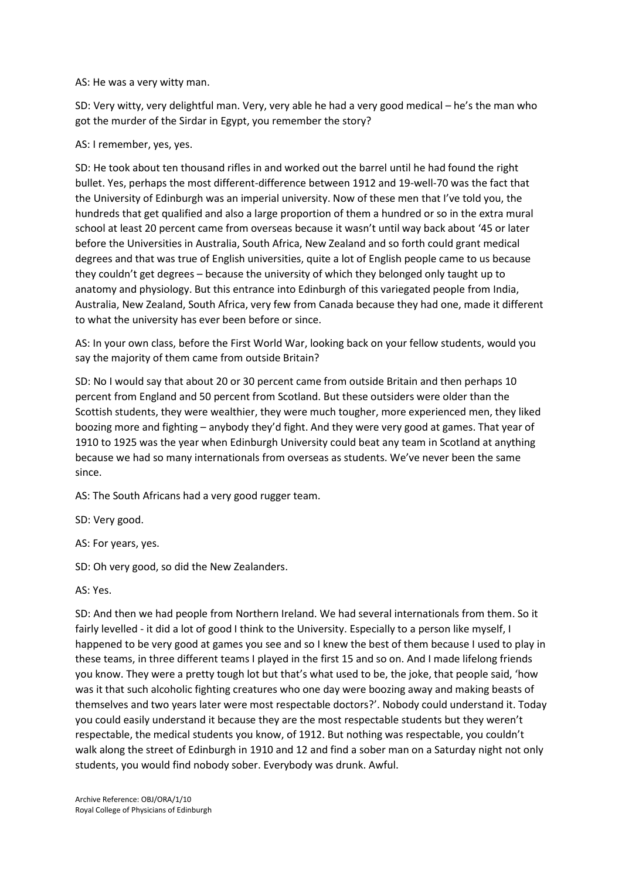AS: He was a very witty man.

SD: Very witty, very delightful man. Very, very able he had a very good medical – he's the man who got the murder of the Sirdar in Egypt, you remember the story?

AS: I remember, yes, yes.

SD: He took about ten thousand rifles in and worked out the barrel until he had found the right bullet. Yes, perhaps the most different-difference between 1912 and 19-well-70 was the fact that the University of Edinburgh was an imperial university. Now of these men that I've told you, the hundreds that get qualified and also a large proportion of them a hundred or so in the extra mural school at least 20 percent came from overseas because it wasn't until way back about '45 or later before the Universities in Australia, South Africa, New Zealand and so forth could grant medical degrees and that was true of English universities, quite a lot of English people came to us because they couldn't get degrees – because the university of which they belonged only taught up to anatomy and physiology. But this entrance into Edinburgh of this variegated people from India, Australia, New Zealand, South Africa, very few from Canada because they had one, made it different to what the university has ever been before or since.

AS: In your own class, before the First World War, looking back on your fellow students, would you say the majority of them came from outside Britain?

SD: No I would say that about 20 or 30 percent came from outside Britain and then perhaps 10 percent from England and 50 percent from Scotland. But these outsiders were older than the Scottish students, they were wealthier, they were much tougher, more experienced men, they liked boozing more and fighting – anybody they'd fight. And they were very good at games. That year of 1910 to 1925 was the year when Edinburgh University could beat any team in Scotland at anything because we had so many internationals from overseas as students. We've never been the same since.

AS: The South Africans had a very good rugger team.

SD: Very good.

AS: For years, yes.

SD: Oh very good, so did the New Zealanders.

AS: Yes.

SD: And then we had people from Northern Ireland. We had several internationals from them. So it fairly levelled - it did a lot of good I think to the University. Especially to a person like myself, I happened to be very good at games you see and so I knew the best of them because I used to play in these teams, in three different teams I played in the first 15 and so on. And I made lifelong friends you know. They were a pretty tough lot but that's what used to be, the joke, that people said, 'how was it that such alcoholic fighting creatures who one day were boozing away and making beasts of themselves and two years later were most respectable doctors?'. Nobody could understand it. Today you could easily understand it because they are the most respectable students but they weren't respectable, the medical students you know, of 1912. But nothing was respectable, you couldn't walk along the street of Edinburgh in 1910 and 12 and find a sober man on a Saturday night not only students, you would find nobody sober. Everybody was drunk. Awful.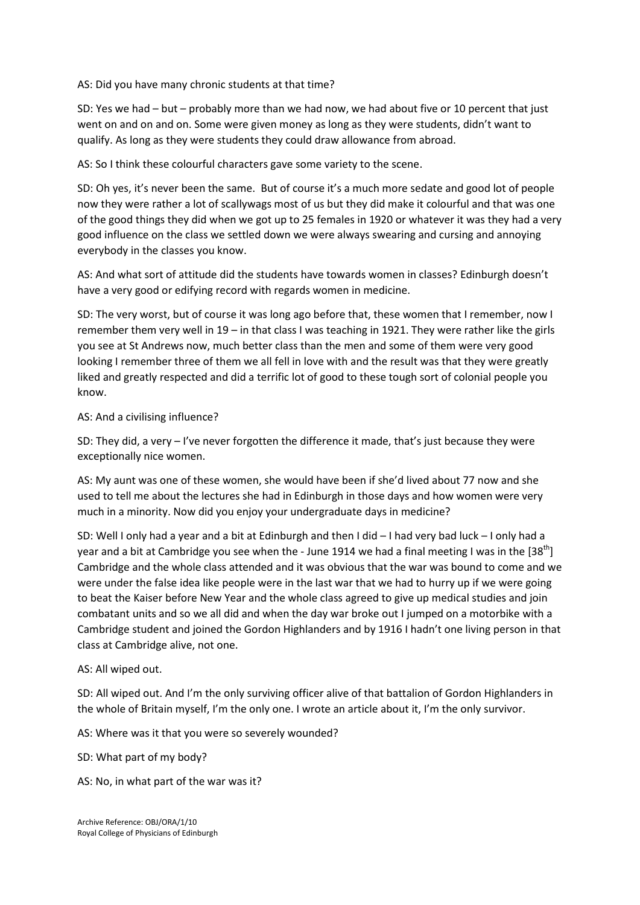AS: Did you have many chronic students at that time?

SD: Yes we had – but – probably more than we had now, we had about five or 10 percent that just went on and on and on. Some were given money as long as they were students, didn't want to qualify. As long as they were students they could draw allowance from abroad.

AS: So I think these colourful characters gave some variety to the scene.

SD: Oh yes, it's never been the same. But of course it's a much more sedate and good lot of people now they were rather a lot of scallywags most of us but they did make it colourful and that was one of the good things they did when we got up to 25 females in 1920 or whatever it was they had a very good influence on the class we settled down we were always swearing and cursing and annoying everybody in the classes you know.

AS: And what sort of attitude did the students have towards women in classes? Edinburgh doesn't have a very good or edifying record with regards women in medicine.

SD: The very worst, but of course it was long ago before that, these women that I remember, now I remember them very well in 19 – in that class I was teaching in 1921. They were rather like the girls you see at St Andrews now, much better class than the men and some of them were very good looking I remember three of them we all fell in love with and the result was that they were greatly liked and greatly respected and did a terrific lot of good to these tough sort of colonial people you know.

AS: And a civilising influence?

SD: They did, a very – I've never forgotten the difference it made, that's just because they were exceptionally nice women.

AS: My aunt was one of these women, she would have been if she'd lived about 77 now and she used to tell me about the lectures she had in Edinburgh in those days and how women were very much in a minority. Now did you enjoy your undergraduate days in medicine?

SD: Well I only had a year and a bit at Edinburgh and then I did – I had very bad luck – I only had a year and a bit at Cambridge you see when the - June 1914 we had a final meeting I was in the [38th] Cambridge and the whole class attended and it was obvious that the war was bound to come and we were under the false idea like people were in the last war that we had to hurry up if we were going to beat the Kaiser before New Year and the whole class agreed to give up medical studies and join combatant units and so we all did and when the day war broke out I jumped on a motorbike with a Cambridge student and joined the Gordon Highlanders and by 1916 I hadn't one living person in that class at Cambridge alive, not one.

AS: All wiped out.

SD: All wiped out. And I'm the only surviving officer alive of that battalion of Gordon Highlanders in the whole of Britain myself, I'm the only one. I wrote an article about it, I'm the only survivor.

AS: Where was it that you were so severely wounded?

SD: What part of my body?

AS: No, in what part of the war was it?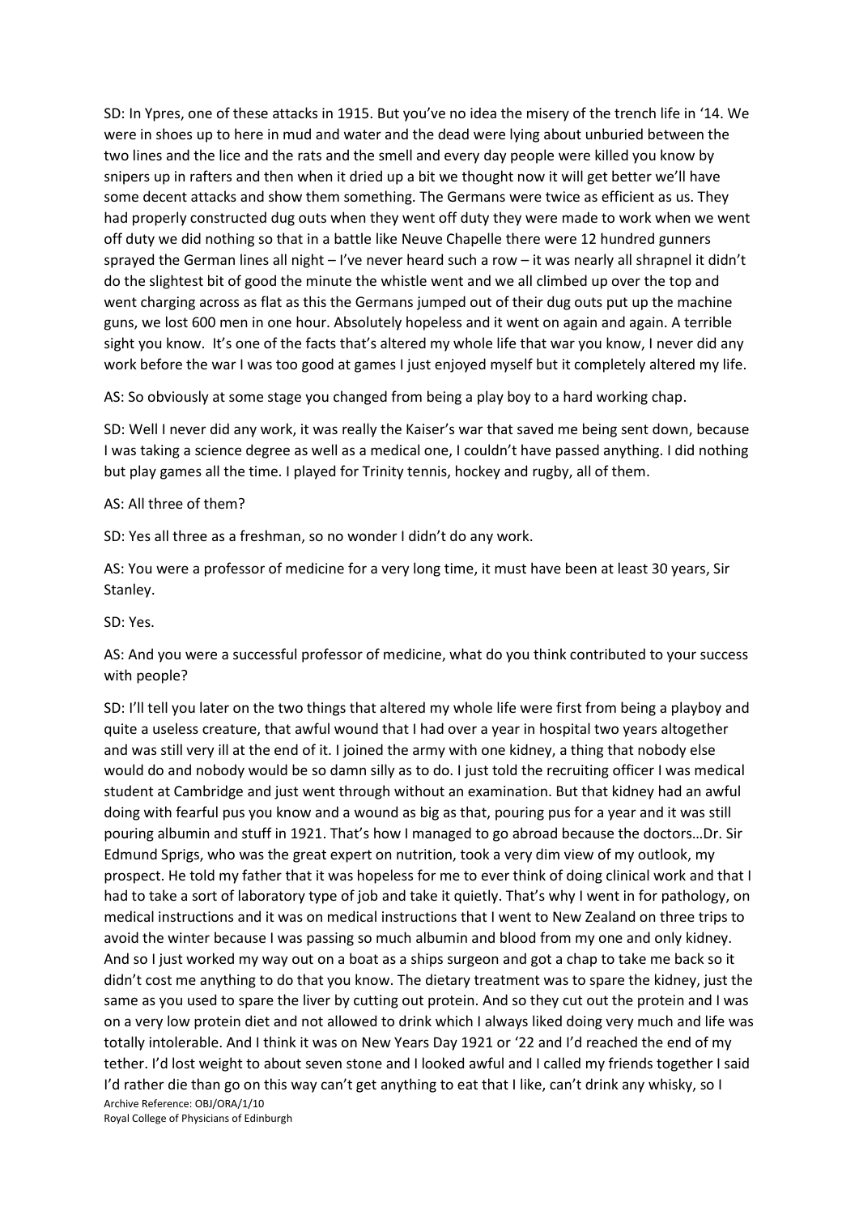SD: In Ypres, one of these attacks in 1915. But you've no idea the misery of the trench life in '14. We were in shoes up to here in mud and water and the dead were lying about unburied between the two lines and the lice and the rats and the smell and every day people were killed you know by snipers up in rafters and then when it dried up a bit we thought now it will get better we'll have some decent attacks and show them something. The Germans were twice as efficient as us. They had properly constructed dug outs when they went off duty they were made to work when we went off duty we did nothing so that in a battle like Neuve Chapelle there were 12 hundred gunners sprayed the German lines all night – I've never heard such a row – it was nearly all shrapnel it didn't do the slightest bit of good the minute the whistle went and we all climbed up over the top and went charging across as flat as this the Germans jumped out of their dug outs put up the machine guns, we lost 600 men in one hour. Absolutely hopeless and it went on again and again. A terrible sight you know. It's one of the facts that's altered my whole life that war you know, I never did any work before the war I was too good at games I just enjoyed myself but it completely altered my life.

AS: So obviously at some stage you changed from being a play boy to a hard working chap.

SD: Well I never did any work, it was really the Kaiser's war that saved me being sent down, because I was taking a science degree as well as a medical one, I couldn't have passed anything. I did nothing but play games all the time. I played for Trinity tennis, hockey and rugby, all of them.

AS: All three of them?

SD: Yes all three as a freshman, so no wonder I didn't do any work.

AS: You were a professor of medicine for a very long time, it must have been at least 30 years, Sir Stanley.

SD: Yes.

AS: And you were a successful professor of medicine, what do you think contributed to your success with people?

SD: I'll tell you later on the two things that altered my whole life were first from being a playboy and quite a useless creature, that awful wound that I had over a year in hospital two years altogether and was still very ill at the end of it. I joined the army with one kidney, a thing that nobody else would do and nobody would be so damn silly as to do. I just told the recruiting officer I was medical student at Cambridge and just went through without an examination. But that kidney had an awful doing with fearful pus you know and a wound as big as that, pouring pus for a year and it was still pouring albumin and stuff in 1921. That's how I managed to go abroad because the doctors…Dr. Sir Edmund Sprigs, who was the great expert on nutrition, took a very dim view of my outlook, my prospect. He told my father that it was hopeless for me to ever think of doing clinical work and that I had to take a sort of laboratory type of job and take it quietly. That's why I went in for pathology, on medical instructions and it was on medical instructions that I went to New Zealand on three trips to avoid the winter because I was passing so much albumin and blood from my one and only kidney. And so I just worked my way out on a boat as a ships surgeon and got a chap to take me back so it didn't cost me anything to do that you know. The dietary treatment was to spare the kidney, just the same as you used to spare the liver by cutting out protein. And so they cut out the protein and I was on a very low protein diet and not allowed to drink which I always liked doing very much and life was totally intolerable. And I think it was on New Years Day 1921 or '22 and I'd reached the end of my tether. I'd lost weight to about seven stone and I looked awful and I called my friends together I said I'd rather die than go on this way can't get anything to eat that I like, can't drink any whisky, so I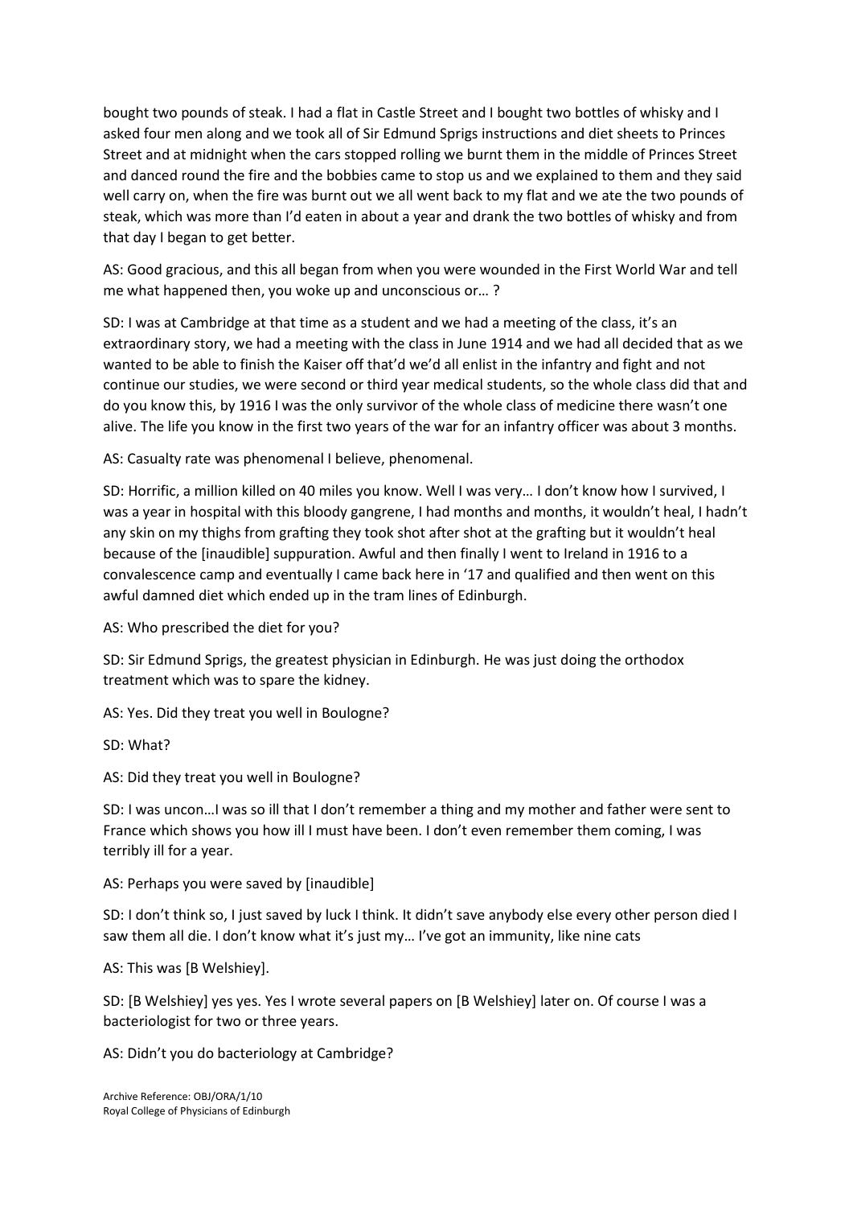bought two pounds of steak. I had a flat in Castle Street and I bought two bottles of whisky and I asked four men along and we took all of Sir Edmund Sprigs instructions and diet sheets to Princes Street and at midnight when the cars stopped rolling we burnt them in the middle of Princes Street and danced round the fire and the bobbies came to stop us and we explained to them and they said well carry on, when the fire was burnt out we all went back to my flat and we ate the two pounds of steak, which was more than I'd eaten in about a year and drank the two bottles of whisky and from that day I began to get better.

AS: Good gracious, and this all began from when you were wounded in the First World War and tell me what happened then, you woke up and unconscious or… ?

SD: I was at Cambridge at that time as a student and we had a meeting of the class, it's an extraordinary story, we had a meeting with the class in June 1914 and we had all decided that as we wanted to be able to finish the Kaiser off that'd we'd all enlist in the infantry and fight and not continue our studies, we were second or third year medical students, so the whole class did that and do you know this, by 1916 I was the only survivor of the whole class of medicine there wasn't one alive. The life you know in the first two years of the war for an infantry officer was about 3 months.

AS: Casualty rate was phenomenal I believe, phenomenal.

SD: Horrific, a million killed on 40 miles you know. Well I was very… I don't know how I survived, I was a year in hospital with this bloody gangrene, I had months and months, it wouldn't heal, I hadn't any skin on my thighs from grafting they took shot after shot at the grafting but it wouldn't heal because of the [inaudible] suppuration. Awful and then finally I went to Ireland in 1916 to a convalescence camp and eventually I came back here in '17 and qualified and then went on this awful damned diet which ended up in the tram lines of Edinburgh.

AS: Who prescribed the diet for you?

SD: Sir Edmund Sprigs, the greatest physician in Edinburgh. He was just doing the orthodox treatment which was to spare the kidney.

AS: Yes. Did they treat you well in Boulogne?

SD: What?

AS: Did they treat you well in Boulogne?

SD: I was uncon…I was so ill that I don't remember a thing and my mother and father were sent to France which shows you how ill I must have been. I don't even remember them coming, I was terribly ill for a year.

AS: Perhaps you were saved by [inaudible]

SD: I don't think so, I just saved by luck I think. It didn't save anybody else every other person died I saw them all die. I don't know what it's just my… I've got an immunity, like nine cats

AS: This was [B Welshiey].

SD: [B Welshiey] yes yes. Yes I wrote several papers on [B Welshiey] later on. Of course I was a bacteriologist for two or three years.

AS: Didn't you do bacteriology at Cambridge?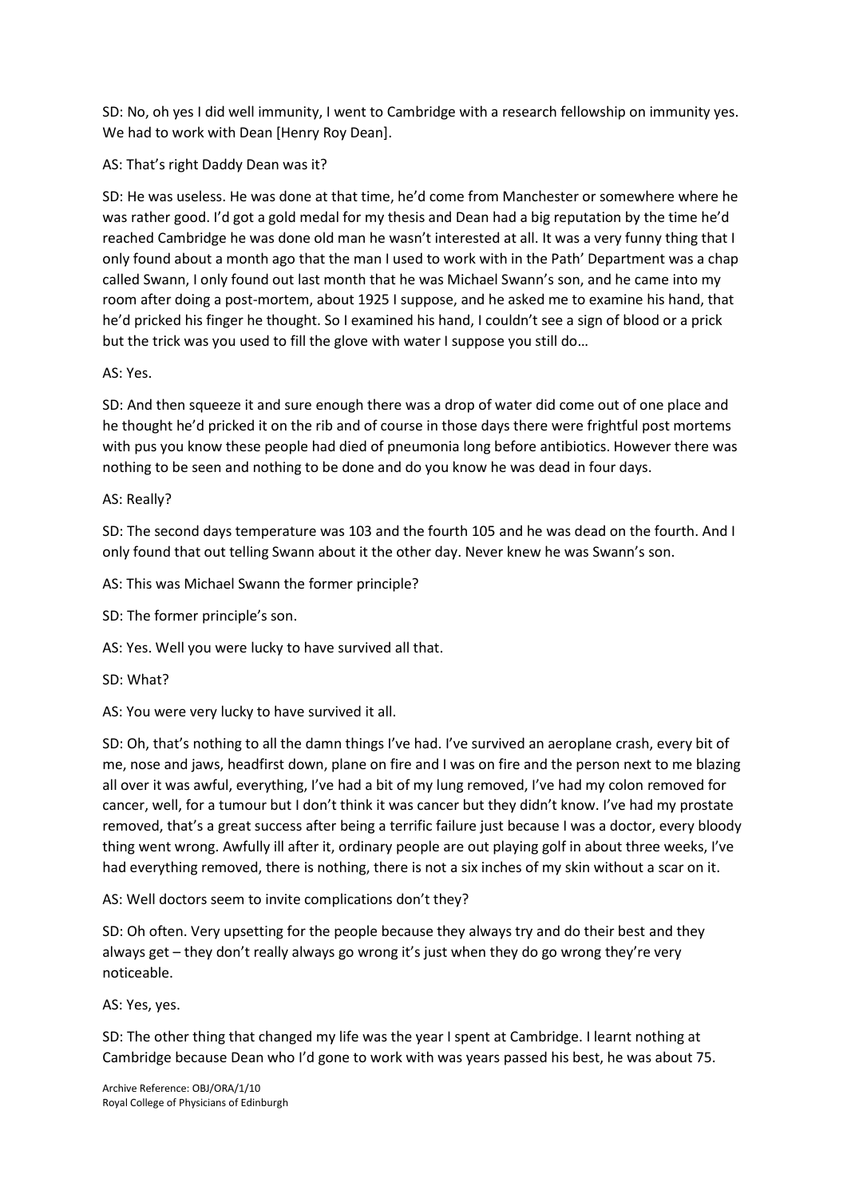SD: No, oh yes I did well immunity, I went to Cambridge with a research fellowship on immunity yes. We had to work with Dean [Henry Roy Dean].

AS: That's right Daddy Dean was it?

SD: He was useless. He was done at that time, he'd come from Manchester or somewhere where he was rather good. I'd got a gold medal for my thesis and Dean had a big reputation by the time he'd reached Cambridge he was done old man he wasn't interested at all. It was a very funny thing that I only found about a month ago that the man I used to work with in the Path' Department was a chap called Swann, I only found out last month that he was Michael Swann's son, and he came into my room after doing a post-mortem, about 1925 I suppose, and he asked me to examine his hand, that he'd pricked his finger he thought. So I examined his hand, I couldn't see a sign of blood or a prick but the trick was you used to fill the glove with water I suppose you still do…

AS: Yes.

SD: And then squeeze it and sure enough there was a drop of water did come out of one place and he thought he'd pricked it on the rib and of course in those days there were frightful post mortems with pus you know these people had died of pneumonia long before antibiotics. However there was nothing to be seen and nothing to be done and do you know he was dead in four days.

AS: Really?

SD: The second days temperature was 103 and the fourth 105 and he was dead on the fourth. And I only found that out telling Swann about it the other day. Never knew he was Swann's son.

AS: This was Michael Swann the former principle?

SD: The former principle's son.

AS: Yes. Well you were lucky to have survived all that.

SD: What?

AS: You were very lucky to have survived it all.

SD: Oh, that's nothing to all the damn things I've had. I've survived an aeroplane crash, every bit of me, nose and jaws, headfirst down, plane on fire and I was on fire and the person next to me blazing all over it was awful, everything, I've had a bit of my lung removed, I've had my colon removed for cancer, well, for a tumour but I don't think it was cancer but they didn't know. I've had my prostate removed, that's a great success after being a terrific failure just because I was a doctor, every bloody thing went wrong. Awfully ill after it, ordinary people are out playing golf in about three weeks, I've had everything removed, there is nothing, there is not a six inches of my skin without a scar on it.

AS: Well doctors seem to invite complications don't they?

SD: Oh often. Very upsetting for the people because they always try and do their best and they always get – they don't really always go wrong it's just when they do go wrong they're very noticeable.

AS: Yes, yes.

SD: The other thing that changed my life was the year I spent at Cambridge. I learnt nothing at Cambridge because Dean who I'd gone to work with was years passed his best, he was about 75.

Archive Reference: OBJ/ORA/1/10
Royal College of Physicians of Edinburgh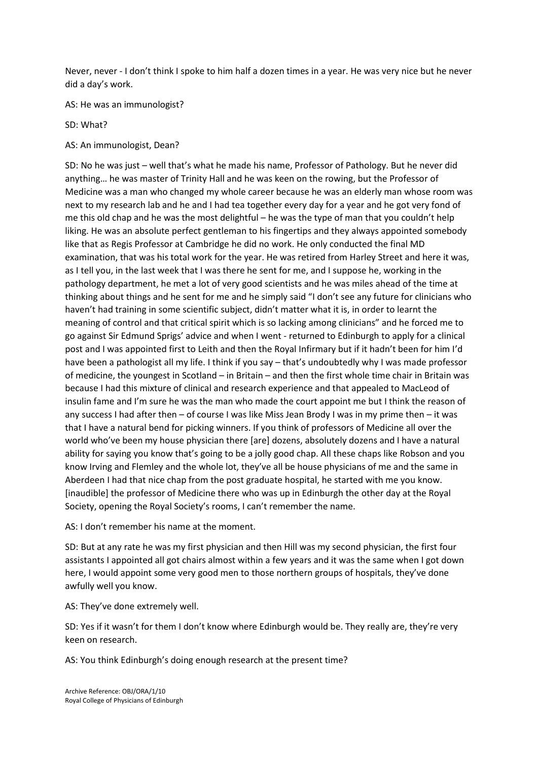Never, never - I don't think I spoke to him half a dozen times in a year. He was very nice but he never did a day's work.

AS: He was an immunologist?

SD: What?

AS: An immunologist, Dean?

SD: No he was just – well that's what he made his name, Professor of Pathology. But he never did anything… he was master of Trinity Hall and he was keen on the rowing, but the Professor of Medicine was a man who changed my whole career because he was an elderly man whose room was next to my research lab and he and I had tea together every day for a year and he got very fond of me this old chap and he was the most delightful – he was the type of man that you couldn't help liking. He was an absolute perfect gentleman to his fingertips and they always appointed somebody like that as Regis Professor at Cambridge he did no work. He only conducted the final MD examination, that was his total work for the year. He was retired from Harley Street and here it was, as I tell you, in the last week that I was there he sent for me, and I suppose he, working in the pathology department, he met a lot of very good scientists and he was miles ahead of the time at thinking about things and he sent for me and he simply said "I don't see any future for clinicians who haven't had training in some scientific subject, didn't matter what it is, in order to learnt the meaning of control and that critical spirit which is so lacking among clinicians" and he forced me to go against Sir Edmund Sprigs' advice and when I went - returned to Edinburgh to apply for a clinical post and I was appointed first to Leith and then the Royal Infirmary but if it hadn't been for him I'd have been a pathologist all my life. I think if you say – that's undoubtedly why I was made professor of medicine, the youngest in Scotland – in Britain – and then the first whole time chair in Britain was because I had this mixture of clinical and research experience and that appealed to MacLeod of insulin fame and I'm sure he was the man who made the court appoint me but I think the reason of any success I had after then – of course I was like Miss Jean Brody I was in my prime then – it was that I have a natural bend for picking winners. If you think of professors of Medicine all over the world who've been my house physician there [are] dozens, absolutely dozens and I have a natural ability for saying you know that's going to be a jolly good chap. All these chaps like Robson and you know Irving and Flemley and the whole lot, they've all be house physicians of me and the same in Aberdeen I had that nice chap from the post graduate hospital, he started with me you know. [inaudible] the professor of Medicine there who was up in Edinburgh the other day at the Royal Society, opening the Royal Society's rooms, I can't remember the name.

AS: I don't remember his name at the moment.

SD: But at any rate he was my first physician and then Hill was my second physician, the first four assistants I appointed all got chairs almost within a few years and it was the same when I got down here, I would appoint some very good men to those northern groups of hospitals, they've done awfully well you know.

AS: They've done extremely well.

SD: Yes if it wasn't for them I don't know where Edinburgh would be. They really are, they're very keen on research.

AS: You think Edinburgh's doing enough research at the present time?

Archive Reference: OBJ/ORA/1/10
Royal College of Physicians of Edinburgh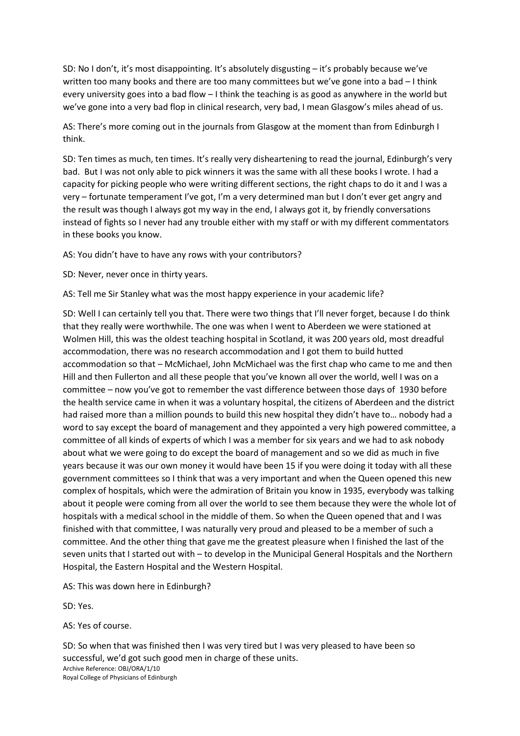SD: No I don't, it's most disappointing. It's absolutely disgusting – it's probably because we've written too many books and there are too many committees but we've gone into a bad – I think every university goes into a bad flow – I think the teaching is as good as anywhere in the world but we've gone into a very bad flop in clinical research, very bad, I mean Glasgow's miles ahead of us.

AS: There's more coming out in the journals from Glasgow at the moment than from Edinburgh I think.

SD: Ten times as much, ten times. It's really very disheartening to read the journal, Edinburgh's very bad. But I was not only able to pick winners it was the same with all these books I wrote. I had a capacity for picking people who were writing different sections, the right chaps to do it and I was a very – fortunate temperament I've got, I'm a very determined man but I don't ever get angry and the result was though I always got my way in the end, I always got it, by friendly conversations instead of fights so I never had any trouble either with my staff or with my different commentators in these books you know.

AS: You didn't have to have any rows with your contributors?

SD: Never, never once in thirty years.

AS: Tell me Sir Stanley what was the most happy experience in your academic life?

SD: Well I can certainly tell you that. There were two things that I'll never forget, because I do think that they really were worthwhile. The one was when I went to Aberdeen we were stationed at Wolmen Hill, this was the oldest teaching hospital in Scotland, it was 200 years old, most dreadful accommodation, there was no research accommodation and I got them to build hutted accommodation so that – McMichael, John McMichael was the first chap who came to me and then Hill and then Fullerton and all these people that you've known all over the world, well I was on a committee – now you've got to remember the vast difference between those days of 1930 before the health service came in when it was a voluntary hospital, the citizens of Aberdeen and the district had raised more than a million pounds to build this new hospital they didn't have to… nobody had a word to say except the board of management and they appointed a very high powered committee, a committee of all kinds of experts of which I was a member for six years and we had to ask nobody about what we were going to do except the board of management and so we did as much in five years because it was our own money it would have been 15 if you were doing it today with all these government committees so I think that was a very important and when the Queen opened this new complex of hospitals, which were the admiration of Britain you know in 1935, everybody was talking about it people were coming from all over the world to see them because they were the whole lot of hospitals with a medical school in the middle of them. So when the Queen opened that and I was finished with that committee, I was naturally very proud and pleased to be a member of such a committee. And the other thing that gave me the greatest pleasure when I finished the last of the seven units that I started out with – to develop in the Municipal General Hospitals and the Northern Hospital, the Eastern Hospital and the Western Hospital.

AS: This was down here in Edinburgh?

SD: Yes.

AS: Yes of course.

SD: So when that was finished then I was very tired but I was very pleased to have been so successful, we'd got such good men in charge of these units.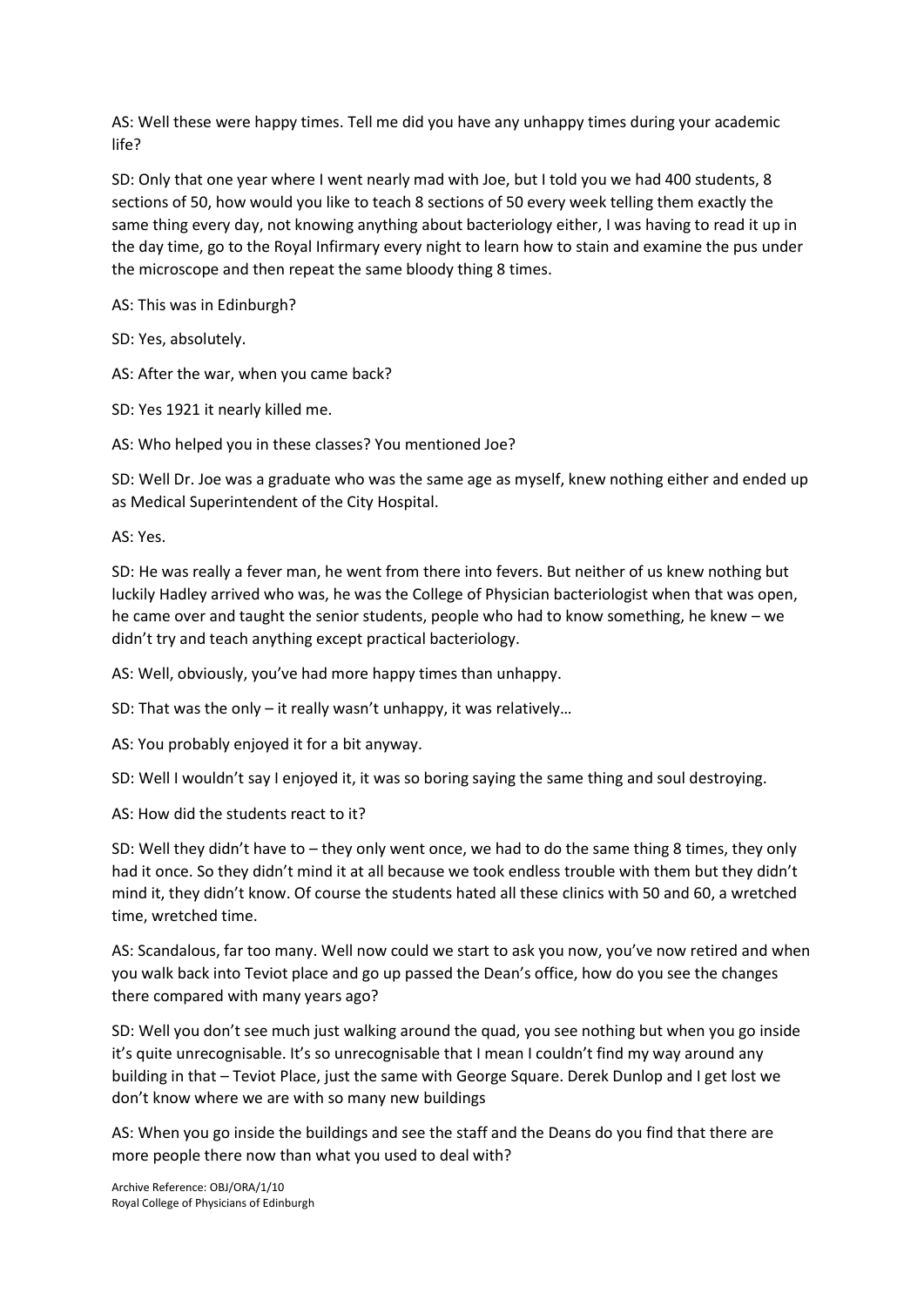AS: Well these were happy times. Tell me did you have any unhappy times during your academic life?

SD: Only that one year where I went nearly mad with Joe, but I told you we had 400 students, 8 sections of 50, how would you like to teach 8 sections of 50 every week telling them exactly the same thing every day, not knowing anything about bacteriology either, I was having to read it up in the day time, go to the Royal Infirmary every night to learn how to stain and examine the pus under the microscope and then repeat the same bloody thing 8 times.

AS: This was in Edinburgh?

SD: Yes, absolutely.

AS: After the war, when you came back?

SD: Yes 1921 it nearly killed me.

AS: Who helped you in these classes? You mentioned Joe?

SD: Well Dr. Joe was a graduate who was the same age as myself, knew nothing either and ended up as Medical Superintendent of the City Hospital.

AS: Yes.

SD: He was really a fever man, he went from there into fevers. But neither of us knew nothing but luckily Hadley arrived who was, he was the College of Physician bacteriologist when that was open, he came over and taught the senior students, people who had to know something, he knew – we didn't try and teach anything except practical bacteriology.

AS: Well, obviously, you've had more happy times than unhappy.

SD: That was the only – it really wasn't unhappy, it was relatively…

AS: You probably enjoyed it for a bit anyway.

SD: Well I wouldn't say I enjoyed it, it was so boring saying the same thing and soul destroying.

AS: How did the students react to it?

SD: Well they didn't have to – they only went once, we had to do the same thing 8 times, they only had it once. So they didn't mind it at all because we took endless trouble with them but they didn't mind it, they didn't know. Of course the students hated all these clinics with 50 and 60, a wretched time, wretched time.

AS: Scandalous, far too many. Well now could we start to ask you now, you've now retired and when you walk back into Teviot place and go up passed the Dean's office, how do you see the changes there compared with many years ago?

SD: Well you don't see much just walking around the quad, you see nothing but when you go inside it's quite unrecognisable. It's so unrecognisable that I mean I couldn't find my way around any building in that – Teviot Place, just the same with George Square. Derek Dunlop and I get lost we don't know where we are with so many new buildings

AS: When you go inside the buildings and see the staff and the Deans do you find that there are more people there now than what you used to deal with?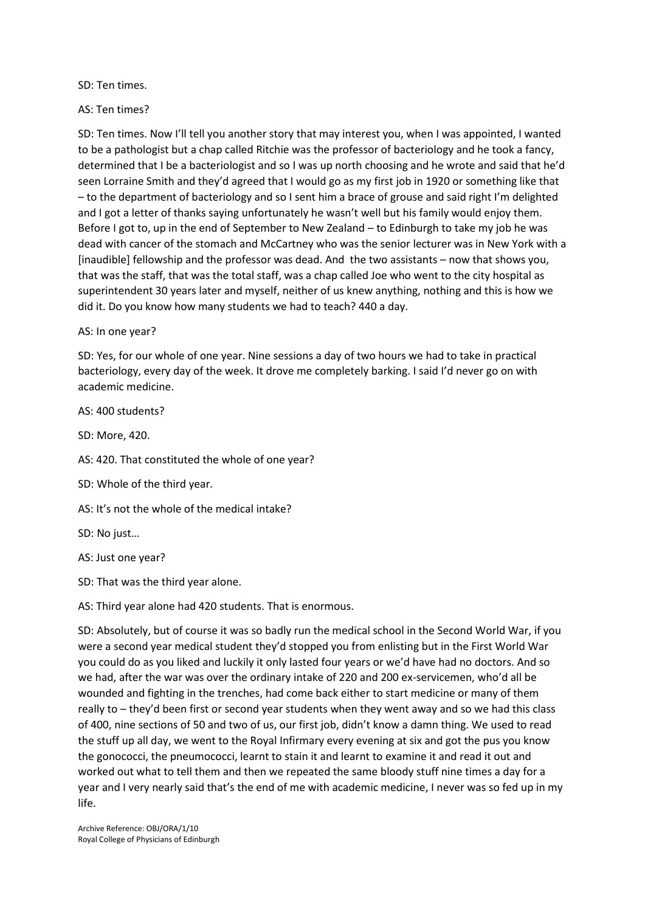SD: Ten times.

AS: Ten times?

SD: Ten times. Now I'll tell you another story that may interest you, when I was appointed, I wanted to be a pathologist but a chap called Ritchie was the professor of bacteriology and he took a fancy, determined that I be a bacteriologist and so I was up north choosing and he wrote and said that he'd seen Lorraine Smith and they'd agreed that I would go as my first job in 1920 or something like that – to the department of bacteriology and so I sent him a brace of grouse and said right I'm delighted and I got a letter of thanks saying unfortunately he wasn't well but his family would enjoy them. Before I got to, up in the end of September to New Zealand – to Edinburgh to take my job he was dead with cancer of the stomach and McCartney who was the senior lecturer was in New York with a [inaudible] fellowship and the professor was dead. And the two assistants – now that shows you, that was the staff, that was the total staff, was a chap called Joe who went to the city hospital as superintendent 30 years later and myself, neither of us knew anything, nothing and this is how we did it. Do you know how many students we had to teach? 440 a day.

AS: In one year?

SD: Yes, for our whole of one year. Nine sessions a day of two hours we had to take in practical bacteriology, every day of the week. It drove me completely barking. I said I'd never go on with academic medicine.

AS: 400 students?

SD: More, 420.

AS: 420. That constituted the whole of one year?

SD: Whole of the third year.

AS: It's not the whole of the medical intake?

SD: No just…

AS: Just one year?

SD: That was the third year alone.

AS: Third year alone had 420 students. That is enormous.

SD: Absolutely, but of course it was so badly run the medical school in the Second World War, if you were a second year medical student they'd stopped you from enlisting but in the First World War you could do as you liked and luckily it only lasted four years or we'd have had no doctors. And so we had, after the war was over the ordinary intake of 220 and 200 ex-servicemen, who'd all be wounded and fighting in the trenches, had come back either to start medicine or many of them really to – they'd been first or second year students when they went away and so we had this class of 400, nine sections of 50 and two of us, our first job, didn't know a damn thing. We used to read the stuff up all day, we went to the Royal Infirmary every evening at six and got the pus you know the gonococci, the pneumococci, learnt to stain it and learnt to examine it and read it out and worked out what to tell them and then we repeated the same bloody stuff nine times a day for a year and I very nearly said that's the end of me with academic medicine, I never was so fed up in my life.

Archive Reference: OBJ/ORA/1/10
Royal College of Physicians of Edinburgh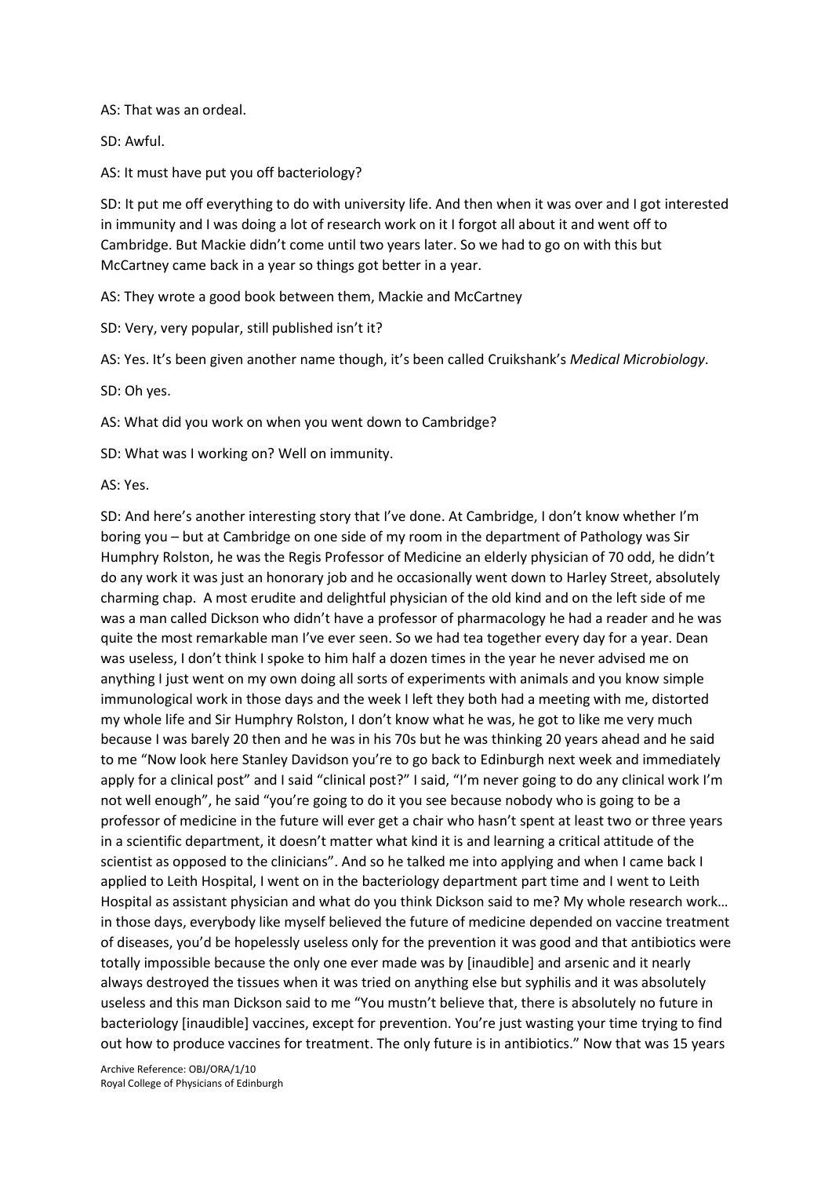AS: That was an ordeal.

SD: Awful.

AS: It must have put you off bacteriology?

SD: It put me off everything to do with university life. And then when it was over and I got interested in immunity and I was doing a lot of research work on it I forgot all about it and went off to Cambridge. But Mackie didn't come until two years later. So we had to go on with this but McCartney came back in a year so things got better in a year.

AS: They wrote a good book between them, Mackie and McCartney

SD: Very, very popular, still published isn't it?

AS: Yes. It's been given another name though, it's been called Cruikshank's *Medical Microbiology*.

SD: Oh yes.

AS: What did you work on when you went down to Cambridge?

SD: What was I working on? Well on immunity.

AS: Yes.

SD: And here's another interesting story that I've done. At Cambridge, I don't know whether I'm boring you – but at Cambridge on one side of my room in the department of Pathology was Sir Humphry Rolston, he was the Regis Professor of Medicine an elderly physician of 70 odd, he didn't do any work it was just an honorary job and he occasionally went down to Harley Street, absolutely charming chap. A most erudite and delightful physician of the old kind and on the left side of me was a man called Dickson who didn't have a professor of pharmacology he had a reader and he was quite the most remarkable man I've ever seen. So we had tea together every day for a year. Dean was useless, I don't think I spoke to him half a dozen times in the year he never advised me on anything I just went on my own doing all sorts of experiments with animals and you know simple immunological work in those days and the week I left they both had a meeting with me, distorted my whole life and Sir Humphry Rolston, I don't know what he was, he got to like me very much because I was barely 20 then and he was in his 70s but he was thinking 20 years ahead and he said to me "Now look here Stanley Davidson you're to go back to Edinburgh next week and immediately apply for a clinical post" and I said "clinical post?" I said, "I'm never going to do any clinical work I'm not well enough", he said "you're going to do it you see because nobody who is going to be a professor of medicine in the future will ever get a chair who hasn't spent at least two or three years in a scientific department, it doesn't matter what kind it is and learning a critical attitude of the scientist as opposed to the clinicians". And so he talked me into applying and when I came back I applied to Leith Hospital, I went on in the bacteriology department part time and I went to Leith Hospital as assistant physician and what do you think Dickson said to me? My whole research work… in those days, everybody like myself believed the future of medicine depended on vaccine treatment of diseases, you'd be hopelessly useless only for the prevention it was good and that antibiotics were totally impossible because the only one ever made was by [inaudible] and arsenic and it nearly always destroyed the tissues when it was tried on anything else but syphilis and it was absolutely useless and this man Dickson said to me "You mustn't believe that, there is absolutely no future in bacteriology [inaudible] vaccines, except for prevention. You're just wasting your time trying to find out how to produce vaccines for treatment. The only future is in antibiotics." Now that was 15 years

Archive Reference: OBJ/ORA/1/10
Royal College of Physicians of Edinburgh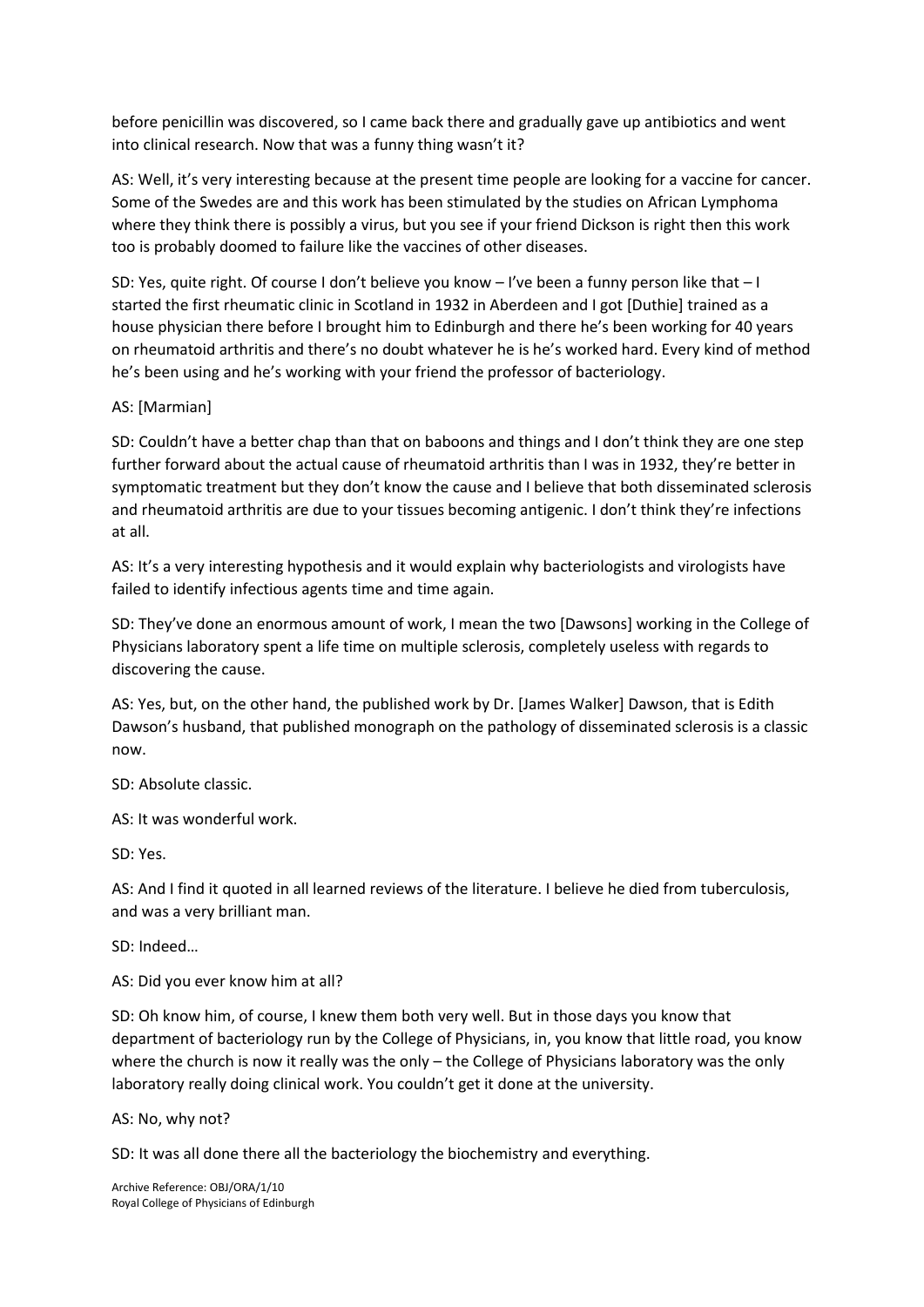before penicillin was discovered, so I came back there and gradually gave up antibiotics and went into clinical research. Now that was a funny thing wasn't it?

AS: Well, it's very interesting because at the present time people are looking for a vaccine for cancer. Some of the Swedes are and this work has been stimulated by the studies on African Lymphoma where they think there is possibly a virus, but you see if your friend Dickson is right then this work too is probably doomed to failure like the vaccines of other diseases.

SD: Yes, quite right. Of course I don't believe you know – I've been a funny person like that – I started the first rheumatic clinic in Scotland in 1932 in Aberdeen and I got [Duthie] trained as a house physician there before I brought him to Edinburgh and there he's been working for 40 years on rheumatoid arthritis and there's no doubt whatever he is he's worked hard. Every kind of method he's been using and he's working with your friend the professor of bacteriology.

AS: [Marmian]

SD: Couldn't have a better chap than that on baboons and things and I don't think they are one step further forward about the actual cause of rheumatoid arthritis than I was in 1932, they're better in symptomatic treatment but they don't know the cause and I believe that both disseminated sclerosis and rheumatoid arthritis are due to your tissues becoming antigenic. I don't think they're infections at all.

AS: It's a very interesting hypothesis and it would explain why bacteriologists and virologists have failed to identify infectious agents time and time again.

SD: They've done an enormous amount of work, I mean the two [Dawsons] working in the College of Physicians laboratory spent a life time on multiple sclerosis, completely useless with regards to discovering the cause.

AS: Yes, but, on the other hand, the published work by Dr. [James Walker] Dawson, that is Edith Dawson's husband, that published monograph on the pathology of disseminated sclerosis is a classic now.

SD: Absolute classic.

AS: It was wonderful work.

SD: Yes.

AS: And I find it quoted in all learned reviews of the literature. I believe he died from tuberculosis, and was a very brilliant man.

SD: Indeed…

AS: Did you ever know him at all?

SD: Oh know him, of course, I knew them both very well. But in those days you know that department of bacteriology run by the College of Physicians, in, you know that little road, you know where the church is now it really was the only – the College of Physicians laboratory was the only laboratory really doing clinical work. You couldn't get it done at the university.

AS: No, why not?

SD: It was all done there all the bacteriology the biochemistry and everything.

Archive Reference: OBJ/ORA/1/10
Royal College of Physicians of Edinburgh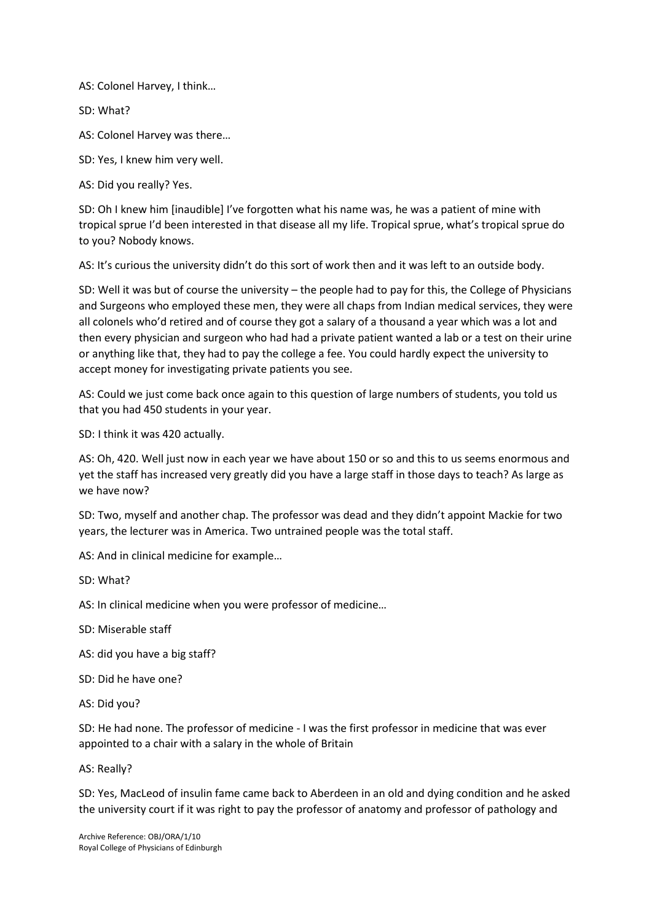AS: Colonel Harvey, I think…

SD: What?

AS: Colonel Harvey was there…

SD: Yes, I knew him very well.

AS: Did you really? Yes.

SD: Oh I knew him [inaudible] I've forgotten what his name was, he was a patient of mine with tropical sprue I'd been interested in that disease all my life. Tropical sprue, what's tropical sprue do to you? Nobody knows.

AS: It's curious the university didn't do this sort of work then and it was left to an outside body.

SD: Well it was but of course the university – the people had to pay for this, the College of Physicians and Surgeons who employed these men, they were all chaps from Indian medical services, they were all colonels who'd retired and of course they got a salary of a thousand a year which was a lot and then every physician and surgeon who had had a private patient wanted a lab or a test on their urine or anything like that, they had to pay the college a fee. You could hardly expect the university to accept money for investigating private patients you see.

AS: Could we just come back once again to this question of large numbers of students, you told us that you had 450 students in your year.

SD: I think it was 420 actually.

AS: Oh, 420. Well just now in each year we have about 150 or so and this to us seems enormous and yet the staff has increased very greatly did you have a large staff in those days to teach? As large as we have now?

SD: Two, myself and another chap. The professor was dead and they didn't appoint Mackie for two years, the lecturer was in America. Two untrained people was the total staff.

AS: And in clinical medicine for example…

SD: What?

AS: In clinical medicine when you were professor of medicine…

SD: Miserable staff

AS: did you have a big staff?

SD: Did he have one?

AS: Did you?

SD: He had none. The professor of medicine - I was the first professor in medicine that was ever appointed to a chair with a salary in the whole of Britain

AS: Really?

SD: Yes, MacLeod of insulin fame came back to Aberdeen in an old and dying condition and he asked the university court if it was right to pay the professor of anatomy and professor of pathology and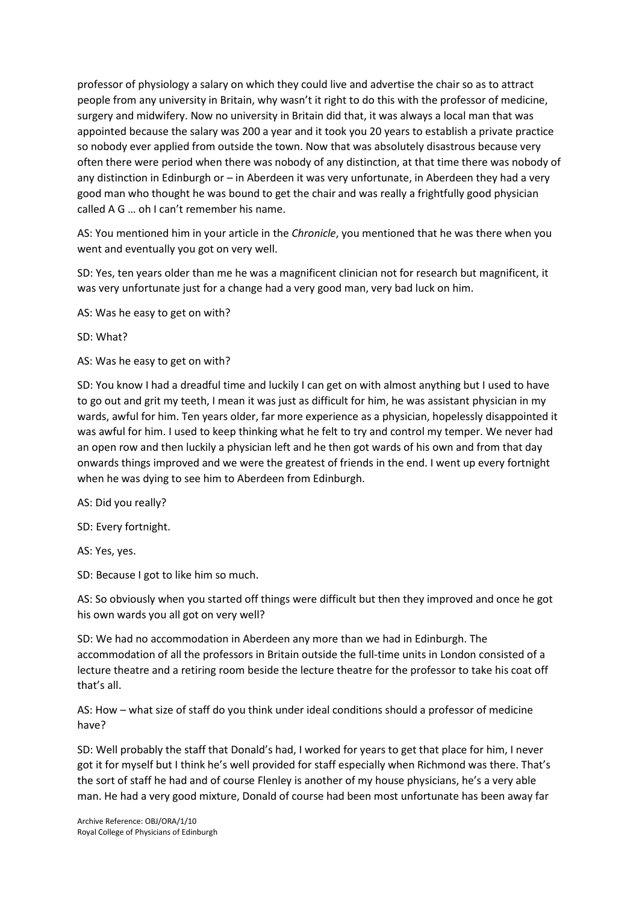professor of physiology a salary on which they could live and advertise the chair so as to attract people from any university in Britain, why wasn't it right to do this with the professor of medicine, surgery and midwifery. Now no university in Britain did that, it was always a local man that was appointed because the salary was 200 a year and it took you 20 years to establish a private practice so nobody ever applied from outside the town. Now that was absolutely disastrous because very often there were period when there was nobody of any distinction, at that time there was nobody of any distinction in Edinburgh or – in Aberdeen it was very unfortunate, in Aberdeen they had a very good man who thought he was bound to get the chair and was really a frightfully good physician called A G … oh I can't remember his name.

AS: You mentioned him in your article in the *Chronicle*, you mentioned that he was there when you went and eventually you got on very well.

SD: Yes, ten years older than me he was a magnificent clinician not for research but magnificent, it was very unfortunate just for a change had a very good man, very bad luck on him.

AS: Was he easy to get on with?

SD: What?

AS: Was he easy to get on with?

SD: You know I had a dreadful time and luckily I can get on with almost anything but I used to have to go out and grit my teeth, I mean it was just as difficult for him, he was assistant physician in my wards, awful for him. Ten years older, far more experience as a physician, hopelessly disappointed it was awful for him. I used to keep thinking what he felt to try and control my temper. We never had an open row and then luckily a physician left and he then got wards of his own and from that day onwards things improved and we were the greatest of friends in the end. I went up every fortnight when he was dying to see him to Aberdeen from Edinburgh.

AS: Did you really?

SD: Every fortnight.

AS: Yes, yes.

SD: Because I got to like him so much.

AS: So obviously when you started off things were difficult but then they improved and once he got his own wards you all got on very well?

SD: We had no accommodation in Aberdeen any more than we had in Edinburgh. The accommodation of all the professors in Britain outside the full-time units in London consisted of a lecture theatre and a retiring room beside the lecture theatre for the professor to take his coat off that's all.

AS: How – what size of staff do you think under ideal conditions should a professor of medicine have?

SD: Well probably the staff that Donald's had, I worked for years to get that place for him, I never got it for myself but I think he's well provided for staff especially when Richmond was there. That's the sort of staff he had and of course Flenley is another of my house physicians, he's a very able man. He had a very good mixture, Donald of course had been most unfortunate has been away far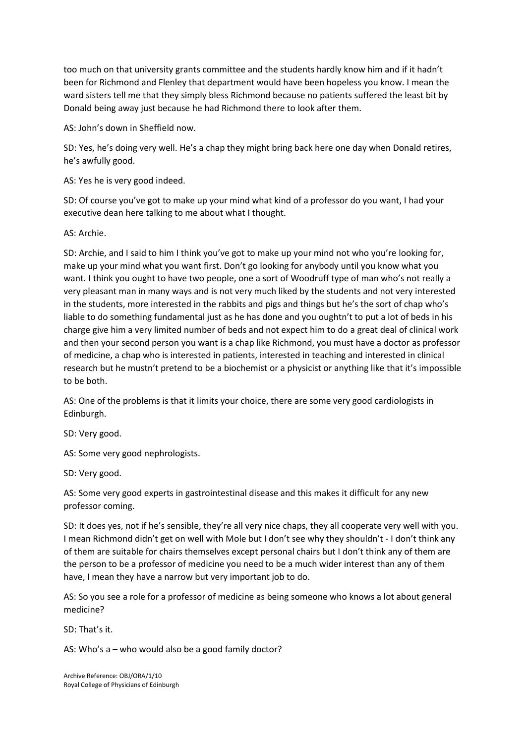too much on that university grants committee and the students hardly know him and if it hadn't been for Richmond and Flenley that department would have been hopeless you know. I mean the ward sisters tell me that they simply bless Richmond because no patients suffered the least bit by Donald being away just because he had Richmond there to look after them.

AS: John's down in Sheffield now.

SD: Yes, he's doing very well. He's a chap they might bring back here one day when Donald retires, he's awfully good.

AS: Yes he is very good indeed.

SD: Of course you've got to make up your mind what kind of a professor do you want, I had your executive dean here talking to me about what I thought.

AS: Archie.

SD: Archie, and I said to him I think you've got to make up your mind not who you're looking for, make up your mind what you want first. Don't go looking for anybody until you know what you want. I think you ought to have two people, one a sort of Woodruff type of man who's not really a very pleasant man in many ways and is not very much liked by the students and not very interested in the students, more interested in the rabbits and pigs and things but he's the sort of chap who's liable to do something fundamental just as he has done and you oughtn't to put a lot of beds in his charge give him a very limited number of beds and not expect him to do a great deal of clinical work and then your second person you want is a chap like Richmond, you must have a doctor as professor of medicine, a chap who is interested in patients, interested in teaching and interested in clinical research but he mustn't pretend to be a biochemist or a physicist or anything like that it's impossible to be both.

AS: One of the problems is that it limits your choice, there are some very good cardiologists in Edinburgh.

SD: Very good.

AS: Some very good nephrologists.

SD: Very good.

AS: Some very good experts in gastrointestinal disease and this makes it difficult for any new professor coming.

SD: It does yes, not if he's sensible, they're all very nice chaps, they all cooperate very well with you. I mean Richmond didn't get on well with Mole but I don't see why they shouldn't - I don't think any of them are suitable for chairs themselves except personal chairs but I don't think any of them are the person to be a professor of medicine you need to be a much wider interest than any of them have, I mean they have a narrow but very important job to do.

AS: So you see a role for a professor of medicine as being someone who knows a lot about general medicine?

SD: That's it.

AS: Who's a – who would also be a good family doctor?

Archive Reference: OBJ/ORA/1/10
Royal College of Physicians of Edinburgh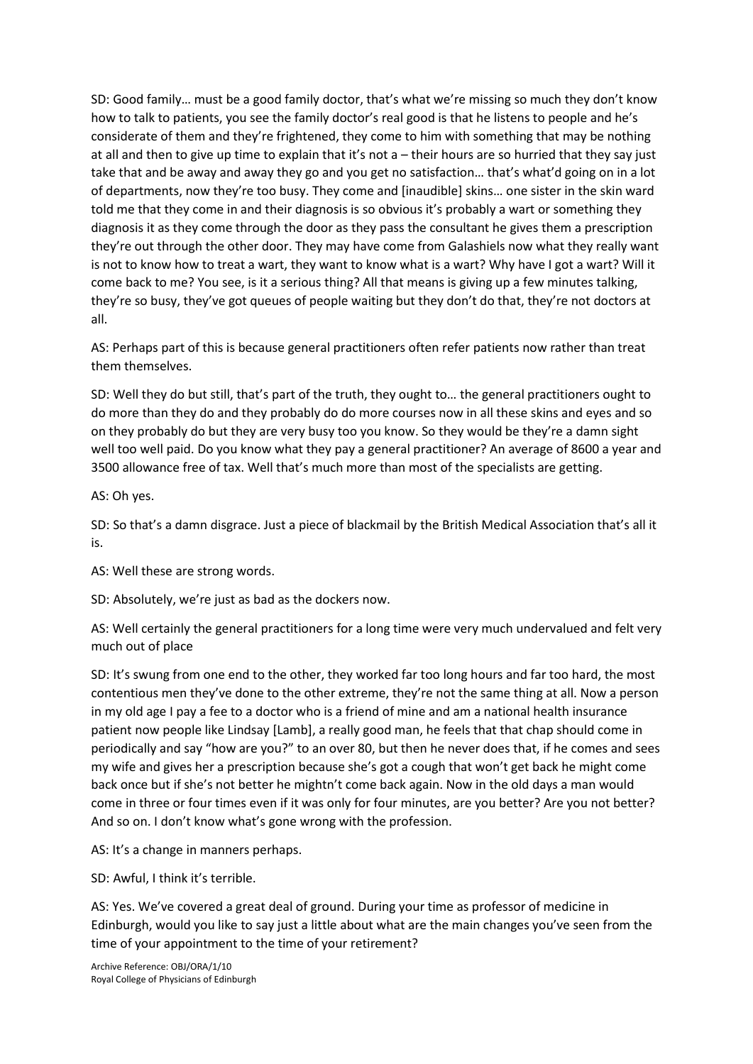SD: Good family… must be a good family doctor, that's what we're missing so much they don't know how to talk to patients, you see the family doctor's real good is that he listens to people and he's considerate of them and they're frightened, they come to him with something that may be nothing at all and then to give up time to explain that it's not a – their hours are so hurried that they say just take that and be away and away they go and you get no satisfaction… that's what'd going on in a lot of departments, now they're too busy. They come and [inaudible] skins… one sister in the skin ward told me that they come in and their diagnosis is so obvious it's probably a wart or something they diagnosis it as they come through the door as they pass the consultant he gives them a prescription they're out through the other door. They may have come from Galashiels now what they really want is not to know how to treat a wart, they want to know what is a wart? Why have I got a wart? Will it come back to me? You see, is it a serious thing? All that means is giving up a few minutes talking, they're so busy, they've got queues of people waiting but they don't do that, they're not doctors at all.

AS: Perhaps part of this is because general practitioners often refer patients now rather than treat them themselves.

SD: Well they do but still, that's part of the truth, they ought to… the general practitioners ought to do more than they do and they probably do do more courses now in all these skins and eyes and so on they probably do but they are very busy too you know. So they would be they're a damn sight well too well paid. Do you know what they pay a general practitioner? An average of 8600 a year and 3500 allowance free of tax. Well that's much more than most of the specialists are getting.

AS: Oh yes.

SD: So that's a damn disgrace. Just a piece of blackmail by the British Medical Association that's all it is.

AS: Well these are strong words.

SD: Absolutely, we're just as bad as the dockers now.

AS: Well certainly the general practitioners for a long time were very much undervalued and felt very much out of place

SD: It's swung from one end to the other, they worked far too long hours and far too hard, the most contentious men they've done to the other extreme, they're not the same thing at all. Now a person in my old age I pay a fee to a doctor who is a friend of mine and am a national health insurance patient now people like Lindsay [Lamb], a really good man, he feels that that chap should come in periodically and say "how are you?" to an over 80, but then he never does that, if he comes and sees my wife and gives her a prescription because she's got a cough that won't get back he might come back once but if she's not better he mightn't come back again. Now in the old days a man would come in three or four times even if it was only for four minutes, are you better? Are you not better? And so on. I don't know what's gone wrong with the profession.

AS: It's a change in manners perhaps.

SD: Awful, I think it's terrible.

AS: Yes. We've covered a great deal of ground. During your time as professor of medicine in Edinburgh, would you like to say just a little about what are the main changes you've seen from the time of your appointment to the time of your retirement?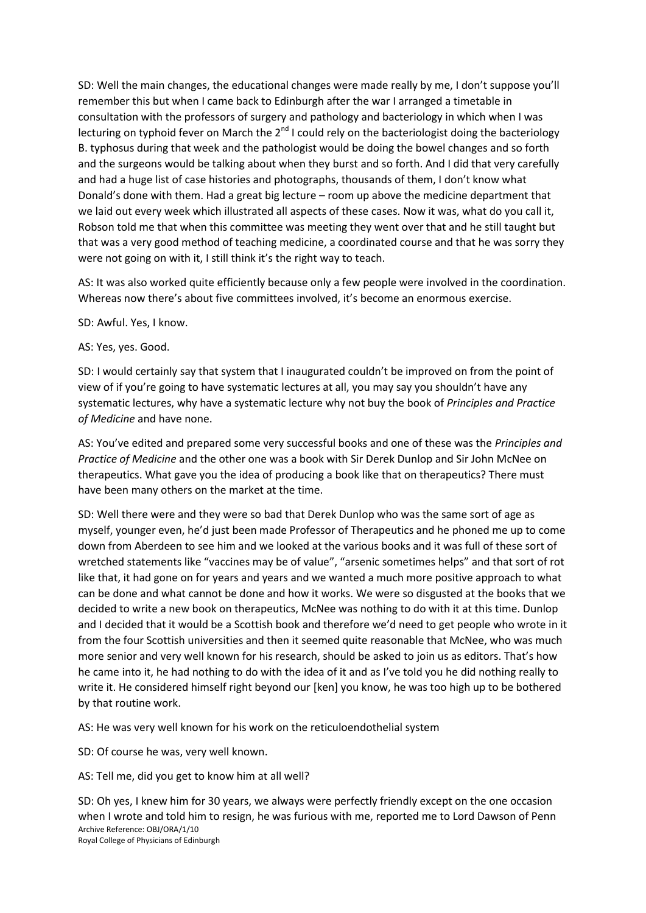SD: Well the main changes, the educational changes were made really by me, I don't suppose you'll remember this but when I came back to Edinburgh after the war I arranged a timetable in consultation with the professors of surgery and pathology and bacteriology in which when I was lecturing on typhoid fever on March the 2nd I could rely on the bacteriologist doing the bacteriology B. typhosus during that week and the pathologist would be doing the bowel changes and so forth and the surgeons would be talking about when they burst and so forth. And I did that very carefully and had a huge list of case histories and photographs, thousands of them, I don't know what Donald's done with them. Had a great big lecture – room up above the medicine department that we laid out every week which illustrated all aspects of these cases. Now it was, what do you call it, Robson told me that when this committee was meeting they went over that and he still taught but that was a very good method of teaching medicine, a coordinated course and that he was sorry they were not going on with it, I still think it's the right way to teach.

AS: It was also worked quite efficiently because only a few people were involved in the coordination. Whereas now there's about five committees involved, it's become an enormous exercise.

SD: Awful. Yes, I know.

AS: Yes, yes. Good.

SD: I would certainly say that system that I inaugurated couldn't be improved on from the point of view of if you're going to have systematic lectures at all, you may say you shouldn't have any systematic lectures, why have a systematic lecture why not buy the book of *Principles and Practice of Medicine* and have none.

AS: You've edited and prepared some very successful books and one of these was the *Principles and Practice of Medicine* and the other one was a book with Sir Derek Dunlop and Sir John McNee on therapeutics. What gave you the idea of producing a book like that on therapeutics? There must have been many others on the market at the time.

SD: Well there were and they were so bad that Derek Dunlop who was the same sort of age as myself, younger even, he'd just been made Professor of Therapeutics and he phoned me up to come down from Aberdeen to see him and we looked at the various books and it was full of these sort of wretched statements like "vaccines may be of value", "arsenic sometimes helps" and that sort of rot like that, it had gone on for years and years and we wanted a much more positive approach to what can be done and what cannot be done and how it works. We were so disgusted at the books that we decided to write a new book on therapeutics, McNee was nothing to do with it at this time. Dunlop and I decided that it would be a Scottish book and therefore we'd need to get people who wrote in it from the four Scottish universities and then it seemed quite reasonable that McNee, who was much more senior and very well known for his research, should be asked to join us as editors. That's how he came into it, he had nothing to do with the idea of it and as I've told you he did nothing really to write it. He considered himself right beyond our [ken] you know, he was too high up to be bothered by that routine work.

AS: He was very well known for his work on the reticuloendothelial system

SD: Of course he was, very well known.

AS: Tell me, did you get to know him at all well?

SD: Oh yes, I knew him for 30 years, we always were perfectly friendly except on the one occasion when I wrote and told him to resign, he was furious with me, reported me to Lord Dawson of Penn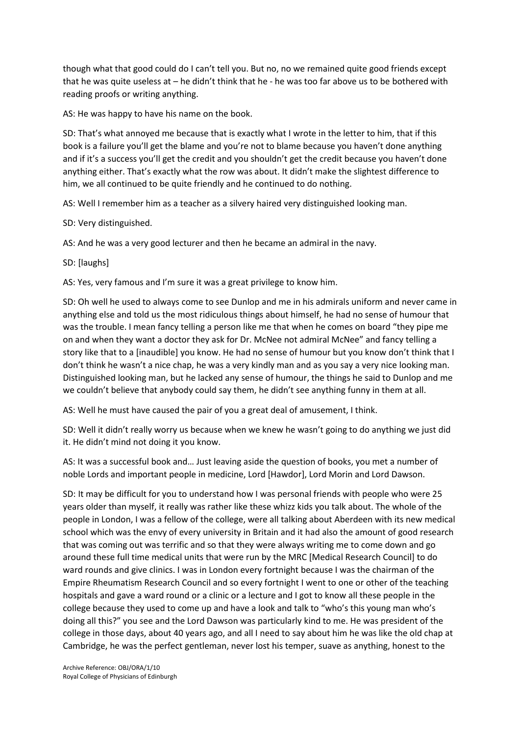though what that good could do I can't tell you. But no, no we remained quite good friends except that he was quite useless at – he didn't think that he - he was too far above us to be bothered with reading proofs or writing anything.

AS: He was happy to have his name on the book.

SD: That's what annoyed me because that is exactly what I wrote in the letter to him, that if this book is a failure you'll get the blame and you're not to blame because you haven't done anything and if it's a success you'll get the credit and you shouldn't get the credit because you haven't done anything either. That's exactly what the row was about. It didn't make the slightest difference to him, we all continued to be quite friendly and he continued to do nothing.

AS: Well I remember him as a teacher as a silvery haired very distinguished looking man.

SD: Very distinguished.

AS: And he was a very good lecturer and then he became an admiral in the navy.

SD: [laughs]

AS: Yes, very famous and I'm sure it was a great privilege to know him.

SD: Oh well he used to always come to see Dunlop and me in his admirals uniform and never came in anything else and told us the most ridiculous things about himself, he had no sense of humour that was the trouble. I mean fancy telling a person like me that when he comes on board "they pipe me on and when they want a doctor they ask for Dr. McNee not admiral McNee" and fancy telling a story like that to a [inaudible] you know. He had no sense of humour but you know don't think that I don't think he wasn't a nice chap, he was a very kindly man and as you say a very nice looking man. Distinguished looking man, but he lacked any sense of humour, the things he said to Dunlop and me we couldn't believe that anybody could say them, he didn't see anything funny in them at all.

AS: Well he must have caused the pair of you a great deal of amusement, I think.

SD: Well it didn't really worry us because when we knew he wasn't going to do anything we just did it. He didn't mind not doing it you know.

AS: It was a successful book and… Just leaving aside the question of books, you met a number of noble Lords and important people in medicine, Lord [Hawdor], Lord Morin and Lord Dawson.

SD: It may be difficult for you to understand how I was personal friends with people who were 25 years older than myself, it really was rather like these whizz kids you talk about. The whole of the people in London, I was a fellow of the college, were all talking about Aberdeen with its new medical school which was the envy of every university in Britain and it had also the amount of good research that was coming out was terrific and so that they were always writing me to come down and go around these full time medical units that were run by the MRC [Medical Research Council] to do ward rounds and give clinics. I was in London every fortnight because I was the chairman of the Empire Rheumatism Research Council and so every fortnight I went to one or other of the teaching hospitals and gave a ward round or a clinic or a lecture and I got to know all these people in the college because they used to come up and have a look and talk to "who's this young man who's doing all this?" you see and the Lord Dawson was particularly kind to me. He was president of the college in those days, about 40 years ago, and all I need to say about him he was like the old chap at Cambridge, he was the perfect gentleman, never lost his temper, suave as anything, honest to the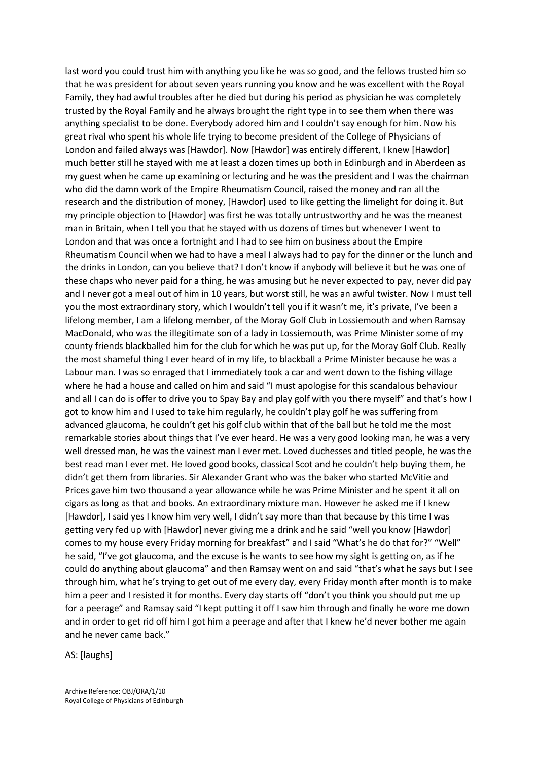last word you could trust him with anything you like he was so good, and the fellows trusted him so that he was president for about seven years running you know and he was excellent with the Royal Family, they had awful troubles after he died but during his period as physician he was completely trusted by the Royal Family and he always brought the right type in to see them when there was anything specialist to be done. Everybody adored him and I couldn't say enough for him. Now his great rival who spent his whole life trying to become president of the College of Physicians of London and failed always was [Hawdor]. Now [Hawdor] was entirely different, I knew [Hawdor] much better still he stayed with me at least a dozen times up both in Edinburgh and in Aberdeen as my guest when he came up examining or lecturing and he was the president and I was the chairman who did the damn work of the Empire Rheumatism Council, raised the money and ran all the research and the distribution of money, [Hawdor] used to like getting the limelight for doing it. But my principle objection to [Hawdor] was first he was totally untrustworthy and he was the meanest man in Britain, when I tell you that he stayed with us dozens of times but whenever I went to London and that was once a fortnight and I had to see him on business about the Empire Rheumatism Council when we had to have a meal I always had to pay for the dinner or the lunch and the drinks in London, can you believe that? I don't know if anybody will believe it but he was one of these chaps who never paid for a thing, he was amusing but he never expected to pay, never did pay and I never got a meal out of him in 10 years, but worst still, he was an awful twister. Now I must tell you the most extraordinary story, which I wouldn't tell you if it wasn't me, it's private, I've been a lifelong member, I am a lifelong member, of the Moray Golf Club in Lossiemouth and when Ramsay MacDonald, who was the illegitimate son of a lady in Lossiemouth, was Prime Minister some of my county friends blackballed him for the club for which he was put up, for the Moray Golf Club. Really the most shameful thing I ever heard of in my life, to blackball a Prime Minister because he was a Labour man. I was so enraged that I immediately took a car and went down to the fishing village where he had a house and called on him and said "I must apologise for this scandalous behaviour and all I can do is offer to drive you to Spay Bay and play golf with you there myself" and that's how I got to know him and I used to take him regularly, he couldn't play golf he was suffering from advanced glaucoma, he couldn't get his golf club within that of the ball but he told me the most remarkable stories about things that I've ever heard. He was a very good looking man, he was a very well dressed man, he was the vainest man I ever met. Loved duchesses and titled people, he was the best read man I ever met. He loved good books, classical Scot and he couldn't help buying them, he didn't get them from libraries. Sir Alexander Grant who was the baker who started McVitie and Prices gave him two thousand a year allowance while he was Prime Minister and he spent it all on cigars as long as that and books. An extraordinary mixture man. However he asked me if I knew [Hawdor], I said yes I know him very well, I didn't say more than that because by this time I was getting very fed up with [Hawdor] never giving me a drink and he said "well you know [Hawdor] comes to my house every Friday morning for breakfast" and I said "What's he do that for?" "Well" he said, "I've got glaucoma, and the excuse is he wants to see how my sight is getting on, as if he could do anything about glaucoma" and then Ramsay went on and said "that's what he says but I see through him, what he's trying to get out of me every day, every Friday month after month is to make him a peer and I resisted it for months. Every day starts off "don't you think you should put me up for a peerage" and Ramsay said "I kept putting it off I saw him through and finally he wore me down and in order to get rid off him I got him a peerage and after that I knew he'd never bother me again and he never came back."

AS: [laughs]

Archive Reference: OBJ/ORA/1/10
Royal College of Physicians of Edinburgh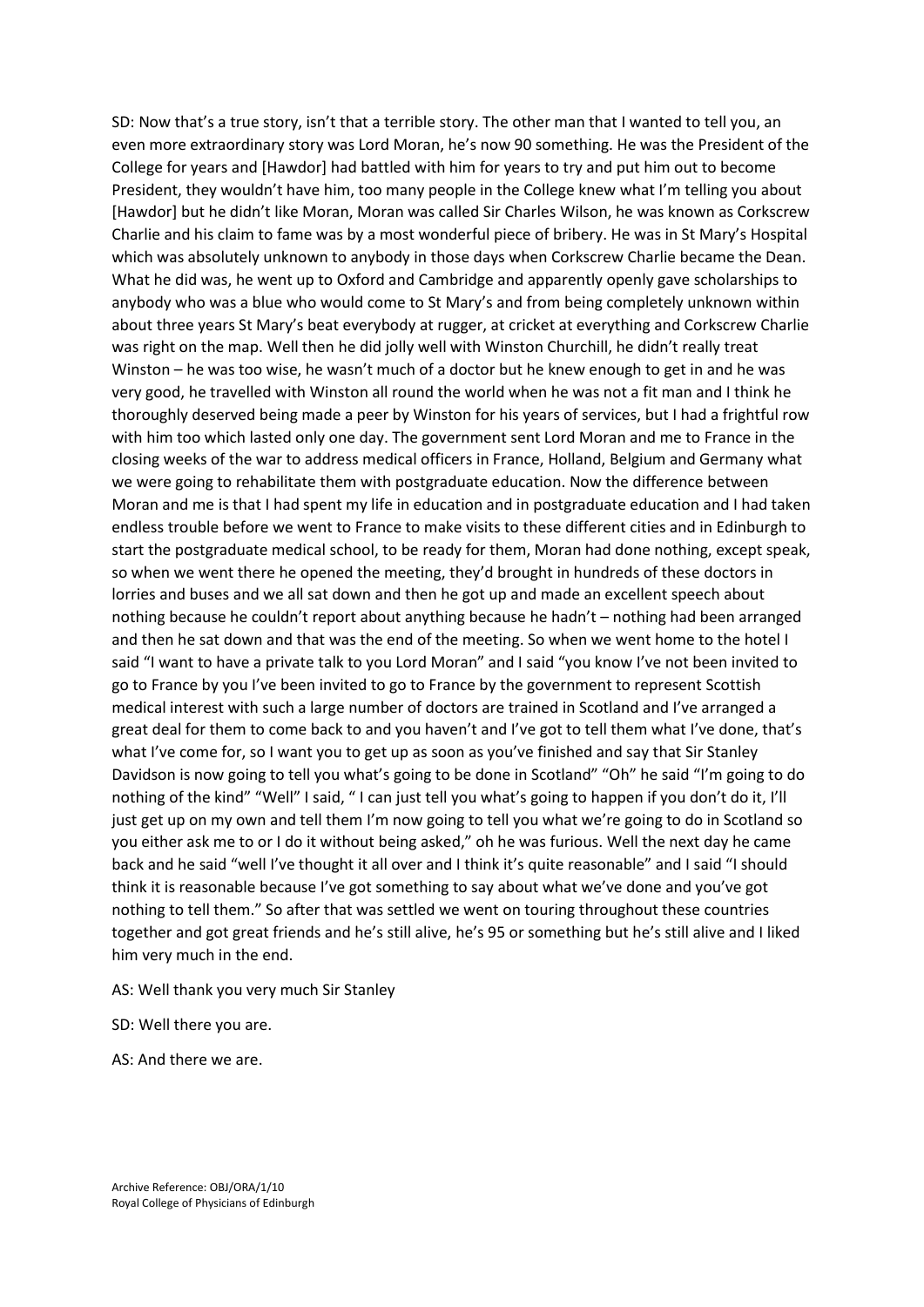SD: Now that's a true story, isn't that a terrible story. The other man that I wanted to tell you, an even more extraordinary story was Lord Moran, he's now 90 something. He was the President of the College for years and [Hawdor] had battled with him for years to try and put him out to become President, they wouldn't have him, too many people in the College knew what I'm telling you about [Hawdor] but he didn't like Moran, Moran was called Sir Charles Wilson, he was known as Corkscrew Charlie and his claim to fame was by a most wonderful piece of bribery. He was in St Mary's Hospital which was absolutely unknown to anybody in those days when Corkscrew Charlie became the Dean. What he did was, he went up to Oxford and Cambridge and apparently openly gave scholarships to anybody who was a blue who would come to St Mary's and from being completely unknown within about three years St Mary's beat everybody at rugger, at cricket at everything and Corkscrew Charlie was right on the map. Well then he did jolly well with Winston Churchill, he didn't really treat Winston – he was too wise, he wasn't much of a doctor but he knew enough to get in and he was very good, he travelled with Winston all round the world when he was not a fit man and I think he thoroughly deserved being made a peer by Winston for his years of services, but I had a frightful row with him too which lasted only one day. The government sent Lord Moran and me to France in the closing weeks of the war to address medical officers in France, Holland, Belgium and Germany what we were going to rehabilitate them with postgraduate education. Now the difference between Moran and me is that I had spent my life in education and in postgraduate education and I had taken endless trouble before we went to France to make visits to these different cities and in Edinburgh to start the postgraduate medical school, to be ready for them, Moran had done nothing, except speak, so when we went there he opened the meeting, they'd brought in hundreds of these doctors in lorries and buses and we all sat down and then he got up and made an excellent speech about nothing because he couldn't report about anything because he hadn't – nothing had been arranged and then he sat down and that was the end of the meeting. So when we went home to the hotel I said "I want to have a private talk to you Lord Moran" and I said "you know I've not been invited to go to France by you I've been invited to go to France by the government to represent Scottish medical interest with such a large number of doctors are trained in Scotland and I've arranged a great deal for them to come back to and you haven't and I've got to tell them what I've done, that's what I've come for, so I want you to get up as soon as you've finished and say that Sir Stanley Davidson is now going to tell you what's going to be done in Scotland" "Oh" he said "I'm going to do nothing of the kind" "Well" I said, " I can just tell you what's going to happen if you don't do it, I'll just get up on my own and tell them I'm now going to tell you what we're going to do in Scotland so you either ask me to or I do it without being asked," oh he was furious. Well the next day he came back and he said "well I've thought it all over and I think it's quite reasonable" and I said "I should think it is reasonable because I've got something to say about what we've done and you've got nothing to tell them." So after that was settled we went on touring throughout these countries together and got great friends and he's still alive, he's 95 or something but he's still alive and I liked him very much in the end.

AS: Well thank you very much Sir Stanley

SD: Well there you are.

AS: And there we are.

Archive Reference: OBJ/ORA/1/10
Royal College of Physicians of Edinburgh